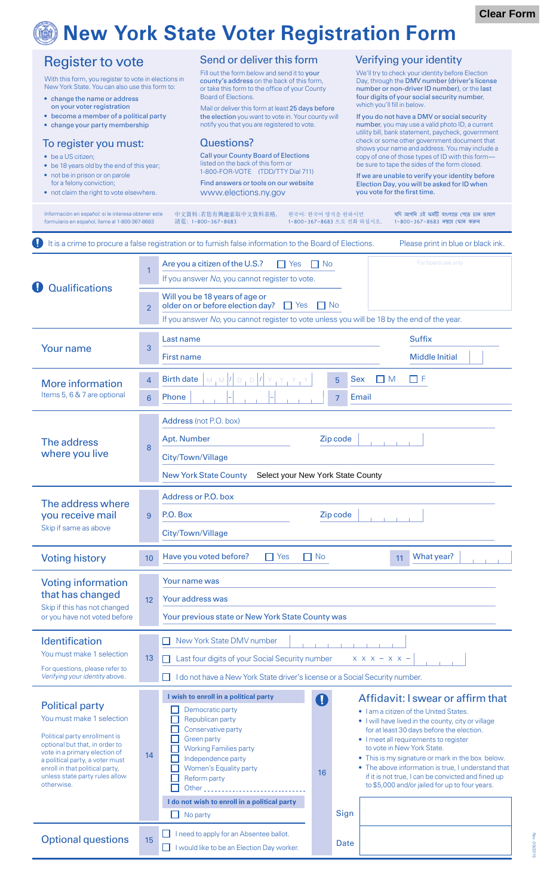Clear Form

# New York State Voter Registration Form

## Register to vote

With this form, you register to vote in elections in New York State. You can also use this form to:

- change the name or address on your voter registration
- become a member of a political party
- change your party membership

## To register you must:

- be a US citizen;
- be 18 years old by the end of this year;
- not be in prison or on parole for a felony conviction;
- not claim the right to vote elsewhere.

## Send or deliver this form

Fill out the form below and send it to **your county's address** on the back of this form, or take this form to the office of your County Board of Elections.

Mail or deliver this form at least **25 days before the election** you want to vote in. Your county will notify you that you are registered to vote.

## Questions?

Call your County Board of Elections listed on the back of this form or 1-800-FOR-VOTE (TDD/TTY Dial 711)

Find answers or tools on our website www.elections.ny.gov

## Verifying your identity

We'll try to check your identity before Election Day, through the **DMV number (driver's license number or non-driver ID number)**, or the **last four digits of your social security number**, which you'll fill in below.

If you do not have a DMV or social security number, you may use a valid photo ID, a current utility bill, bank statement, paycheck, government check or some other government document that shows your name and address. You may include a copy of one of those types of ID with this form—be sure to tape the sides of the form closed.

If we are unable to verify your identity before Election Day, you will be asked for ID when you vote for the first time.

Información en español: si le interesa obtener este formulario en español, llame al 1-800-367-8683

中文資料：若您有興趣索取中文資料表格，請電：1-800-367-8683

한국어: 한국어 양식을 원하시면 1-800-367-8683 으로 전화 하십시오.

যদি আপনি এই ফর্মটি বাংলাতে পেতে চান তাহলে 1-800-367-8683 নম্বরে ফোন করুন

**!** It is a crime to procure a false registration or to furnish false information to the Board of Elections. Please print in blue or black ink.

For board use only

### Qualifications

1. Are you a citizen of the U.S.? ☐ Yes ☐ No
   If you answer *No*, you cannot register to vote.
2. Will you be 18 years of age or older on or before election day? ☐ Yes ☐ No
   If you answer *No*, you cannot register to vote unless you will be 18 by the end of the year.

### Your name

3. Last name ______ Suffix ______
   First name ______ Middle Initial ______

### More information
Items 5, 6 & 7 are optional

4. Birth date M M / D D / Y Y Y Y
5. Sex ☐ M ☐ F
6. Phone ___ - ___ - ____
7. Email ______

### The address where you live

8. Address (not P.O. box) ______
   Apt. Number ______ Zip code ______
   City/Town/Village ______
   New York State County: Select your New York State County

### The address where you receive mail
Skip if same as above

9. Address or P.O. box ______
   P.O. Box ______ Zip code ______
   City/Town/Village ______

### Voting history

10. Have you voted before? ☐ Yes ☐ No
11. What year? ______

### Voting information that has changed
Skip if this has not changed or you have not voted before

12. Your name was ______
    Your address was ______
    Your previous state or New York State County was ______

### Identification
You must make 1 selection

For questions, please refer to *Verifying your identity* above.

13. ☐ New York State DMV number ______
    ☐ Last four digits of your Social Security number x x x – x x – ____
    ☐ I do not have a New York State driver's license or a Social Security number.

### Political party
You must make 1 selection

Political party enrollment is optional but that, in order to vote in a primary election of a political party, a voter must enroll in that political party, unless state party rules allow otherwise.

14. **I wish to enroll in a political party**
    - ☐ Democratic party
    - ☐ Republican party
    - ☐ Conservative party
    - ☐ Green party
    - ☐ Working Families party
    - ☐ Independence party
    - ☐ Women's Equality party
    - ☐ Reform party
    - ☐ Other ______

    **I do not wish to enroll in a political party**
    - ☐ No party

### Optional questions

15. ☐ I need to apply for an Absentee ballot.
    ☐ I would like to be an Election Day worker.

### Affidavit: I swear or affirm that

16.
- I am a citizen of the United States.
- I will have lived in the county, city or village for at least 30 days before the election.
- I meet all requirements to register to vote in New York State.
- This is my signature or mark in the box below.
- The above information is true, I understand that if it is not true, I can be convicted and fined up to $5,000 and/or jailed for up to four years.

Sign ______

Date ______

Rev. 09/2015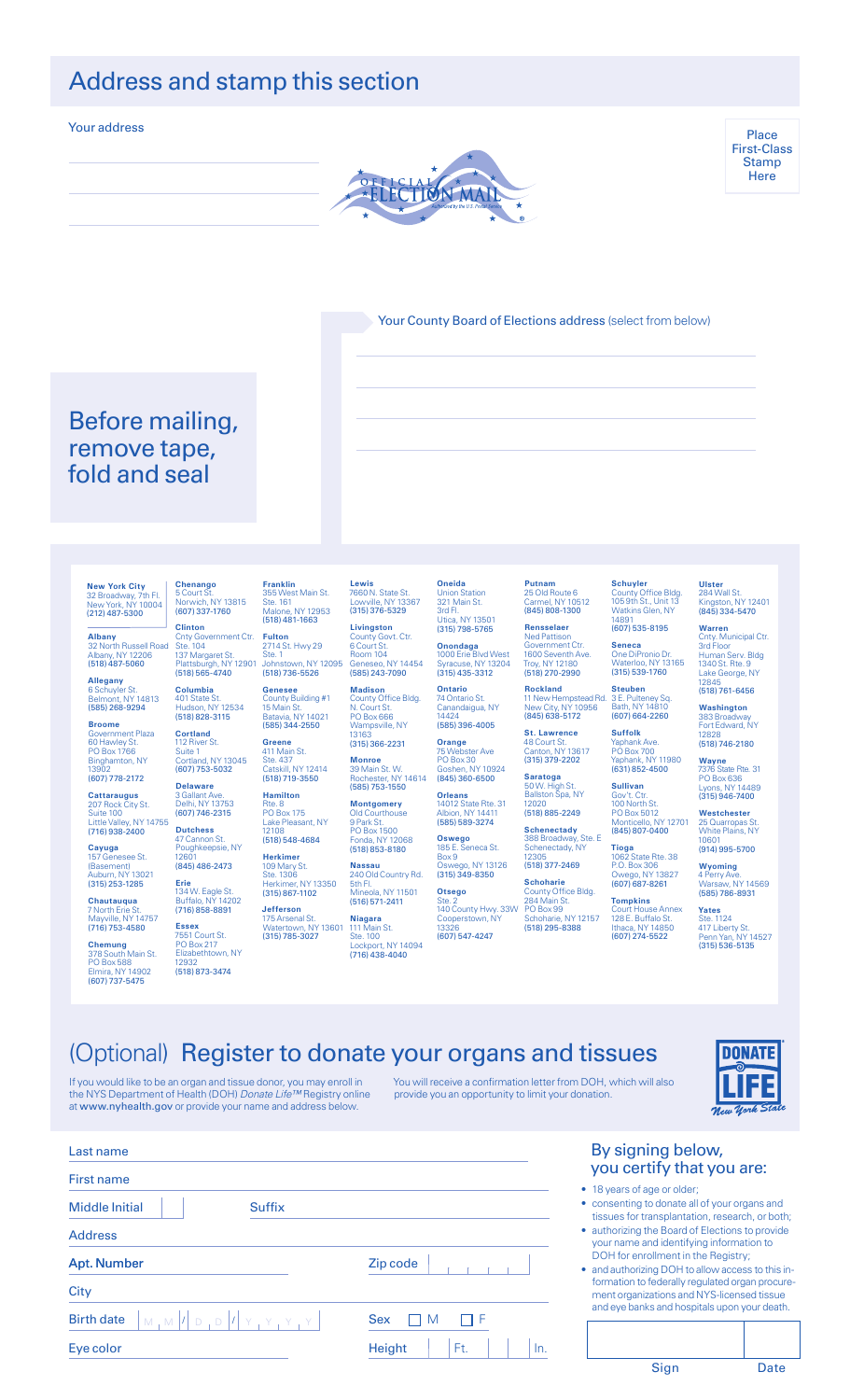# Address and stamp this section

Your address

Place First-Class Stamp Here

OFFICIAL ELECTION MAIL

Authorized by the U.S. Postal Service

Your County Board of Elections address (select from below)

## Before mailing, remove tape, fold and seal

**New York City**
32 Broadway, 7th Fl.
New York, NY 10004
(212) 487-5300

**Albany**
32 North Russell Road
Albany, NY 12206
(518) 487-5060

**Allegany**
6 Schuyler St.
Belmont, NY 14813
(585) 268-9294

**Broome**
Government Plaza
60 Hawley St.
PO Box 1766
Binghamton, NY 13902
(607) 778-2172

**Cattaraugus**
207 Rock City St.
Suite 100
Little Valley, NY 14755
(716) 938-2400

**Cayuga**
157 Genesee St. (Basement)
Auburn, NY 13021
(315) 253-1285

**Chautauqua**
7 North Erie St.
Mayville, NY 14757
(716) 753-4580

**Chemung**
378 South Main St.
PO Box 588
Elmira, NY 14902
(607) 737-5475

**Chenango**
5 Court St.
Norwich, NY 13815
(607) 337-1760

**Clinton**
Cnty Government Ctr.
Ste. 104
137 Margaret St.
Plattsburgh, NY 12901
(518) 565-4740

**Columbia**
401 State St.
Hudson, NY 12534
(518) 828-3115

**Cortland**
112 River St.
Suite 1
Cortland, NY 13045
(607) 753-5032

**Delaware**
3 Gallant Ave.
Delhi, NY 13753
(607) 746-2315

**Dutchess**
47 Cannon St.
Poughkeepsie, NY 12601
(845) 486-2473

**Erie**
134 W. Eagle St.
Buffalo, NY 14202
(716) 858-8891

**Essex**
7551 Court St.
PO Box 217
Elizabethtown, NY 12932
(518) 873-3474

**Franklin**
355 West Main St.
Ste. 161
Malone, NY 12953
(518) 481-1663

**Fulton**
2714 St. Hwy 29
Ste. 1
Johnstown, NY 12095
(518) 736-5526

**Genesee**
County Building #1
15 Main St.
Batavia, NY 14021
(585) 344-2550

**Greene**
411 Main St.
Ste. 437
Catskill, NY 12414
(518) 719-3550

**Hamilton**
Rte. 8
PO Box 175
Lake Pleasant, NY 12108
(518) 548-4684

**Herkimer**
109 Mary St.
Ste. 1306
Herkimer, NY 13350
(315) 867-1102

**Jefferson**
175 Arsenal St.
Watertown, NY 13601
(315) 785-3027

**Lewis**
7660 N. State St.
Lowville, NY 13367
(315) 376-5329

**Livingston**
County Govt. Ctr.
6 Court St.
Room 104
Geneseo, NY 14454
(585) 243-7090

**Madison**
County Office Bldg.
N. Court St.
PO Box 666
Wampsville, NY 13163
(315) 366-2231

**Monroe**
39 Main St. W.
Rochester, NY 14614
(585) 753-1550

**Montgomery**
Old Courthouse
9 Park St.
PO Box 1500
Fonda, NY 12068
(518) 853-8180

**Nassau**
240 Old Country Rd.
5th Fl.
Mineola, NY 11501
(516) 571-2411

**Niagara**
111 Main St.
Ste. 100
Lockport, NY 14094
(716) 438-4040

**Oneida**
Union Station
321 Main St.
3rd Fl.
Utica, NY 13501
(315) 798-5765

**Onondaga**
1000 Erie Blvd West
Syracuse, NY 13204
(315) 435-3312

**Ontario**
74 Ontario St.
Canandaigua, NY 14424
(585) 396-4005

**Orange**
75 Webster Ave
PO Box 30
Goshen, NY 10924
(845) 360-6500

**Orleans**
14012 State Rte. 31
Albion, NY 14411
(585) 589-3274

**Oswego**
185 E. Seneca St.
Box 9
Oswego, NY 13126
(315) 349-8350

**Otsego**
Ste. 2
140 County Hwy. 33W
Cooperstown, NY 13326
(607) 547-4247

**Putnam**
25 Old Route 6
Carmel, NY 10512
(845) 808-1300

**Rensselaer**
Ned Pattison Government Ctr.
1600 Seventh Ave.
Troy, NY 12180
(518) 270-2990

**Rockland**
11 New Hempstead Rd.
New City, NY 10956
(845) 638-5172

**St. Lawrence**
48 Court St.
Canton, NY 13617
(315) 379-2202

**Saratoga**
50 W. High St.
Ballston Spa, NY 12020
(518) 885-2249

**Schenectady**
388 Broadway, Ste. E
Schenectady, NY 12305
(518) 377-2469

**Schoharie**
County Office Bldg.
284 Main St.
PO Box 99
Schoharie, NY 12157
(518) 295-8388

**Schuyler**
County Office Bldg.
105 9th St., Unit 13
Watkins Glen, NY 14891
(607) 535-8195

**Seneca**
One DiPronio Dr.
Waterloo, NY 13165
(315) 539-1760

**Steuben**
3 E. Pulteney Sq.
Bath, NY 14810
(607) 664-2260

**Suffolk**
Yaphank Ave.
PO Box 700
Yaphank, NY 11980
(631) 852-4500

**Sullivan**
Gov't. Ctr.
100 North St.
PO Box 5012
Monticello, NY 12701
(845) 807-0400

**Tioga**
1062 State Rte. 38
P.O. Box 306
Owego, NY 13827
(607) 687-8261

**Tompkins**
Court House Annex
128 E. Buffalo St.
Ithaca, NY 14850
(607) 274-5522

**Ulster**
284 Wall St.
Kingston, NY 12401
(845) 334-5470

**Warren**
Cnty. Municipal Ctr.
3rd Floor
Human Serv. Bldg
1340 St. Rte. 9
Lake George, NY 12845
(518) 761-6456

**Washington**
383 Broadway
Fort Edward, NY 12828
(518) 746-2180

**Wayne**
7376 State Rte. 31
PO Box 636
Lyons, NY 14489
(315) 946-7400

**Westchester**
25 Quarropas St.
White Plains, NY 10601
(914) 995-5700

**Wyoming**
4 Perry Ave.
Warsaw, NY 14569
(585) 786-8931

**Yates**
Ste. 1124
417 Liberty St.
Penn Yan, NY 14527
(315) 536-5135

## (Optional) Register to donate your organs and tissues

DONATE LIFE New York State

If you would like to be an organ and tissue donor, you may enroll in the NYS Department of Health (DOH) *Donate Life™* Registry online at **www.nyhealth.gov** or provide your name and address below.

You will receive a confirmation letter from DOH, which will also provide you an opportunity to limit your donation.

Last name

First name

Middle Initial | Suffix

Address

**Apt. Number** | Zip code

City

Birth date M M / D D / Y Y Y Y | Sex ☐ M ☐ F

Eye color | Height Ft. In.

### By signing below, you certify that you are:

- 18 years of age or older;
- consenting to donate all of your organs and tissues for transplantation, research, or both;
- authorizing the Board of Elections to provide your name and identifying information to DOH for enrollment in the Registry;
- and authorizing DOH to allow access to this information to federally regulated organ procurement organizations and NYS-licensed tissue and eye banks and hospitals upon your death.

Sign | Date